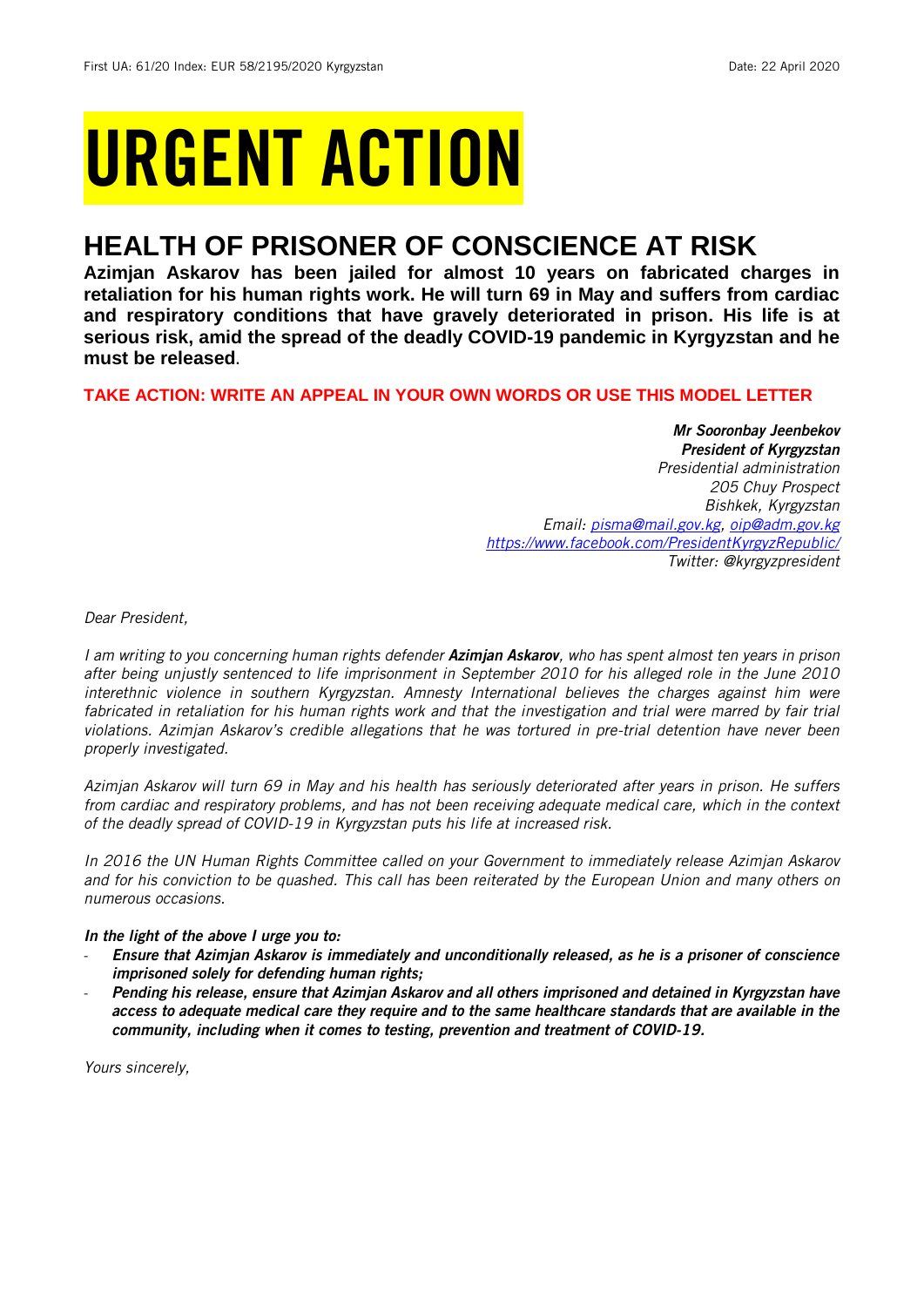First UA: 61/20 Index: EUR 58/2195/2020 Kyrgyzstan Date: 22 April 2020

# URGENT ACTION

## HEALTH OF PRISONER OF CONSCIENCE AT RISK

**Azimjan Askarov has been jailed for almost 10 years on fabricated charges in retaliation for his human rights work. He will turn 69 in May and suffers from cardiac and respiratory conditions that have gravely deteriorated in prison. His life is at serious risk, amid the spread of the deadly COVID-19 pandemic in Kyrgyzstan and he must be released**.

**TAKE ACTION: WRITE AN APPEAL IN YOUR OWN WORDS OR USE THIS MODEL LETTER**

***Mr Sooronbay Jeenbekov***
***President of Kyrgyzstan***
*Presidential administration*
*205 Chuy Prospect*
*Bishkek, Kyrgyzstan*
*Email: pisma@mail.gov.kg, oip@adm.gov.kg*
*https://www.facebook.com/PresidentKyrgyzRepublic/*
*Twitter: @kyrgyzpresident*

*Dear President,*

*I am writing to you concerning human rights defender **Azimjan Askarov**, who has spent almost ten years in prison after being unjustly sentenced to life imprisonment in September 2010 for his alleged role in the June 2010 interethnic violence in southern Kyrgyzstan. Amnesty International believes the charges against him were fabricated in retaliation for his human rights work and that the investigation and trial were marred by fair trial violations. Azimjan Askarov's credible allegations that he was tortured in pre-trial detention have never been properly investigated.*

*Azimjan Askarov will turn 69 in May and his health has seriously deteriorated after years in prison. He suffers from cardiac and respiratory problems, and has not been receiving adequate medical care, which in the context of the deadly spread of COVID-19 in Kyrgyzstan puts his life at increased risk.*

*In 2016 the UN Human Rights Committee called on your Government to immediately release Azimjan Askarov and for his conviction to be quashed. This call has been reiterated by the European Union and many others on numerous occasions.*

***In the light of the above I urge you to:***

- ***Ensure that Azimjan Askarov is immediately and unconditionally released, as he is a prisoner of conscience imprisoned solely for defending human rights;***
- ***Pending his release, ensure that Azimjan Askarov and all others imprisoned and detained in Kyrgyzstan have access to adequate medical care they require and to the same healthcare standards that are available in the community, including when it comes to testing, prevention and treatment of COVID-19.***

*Yours sincerely,*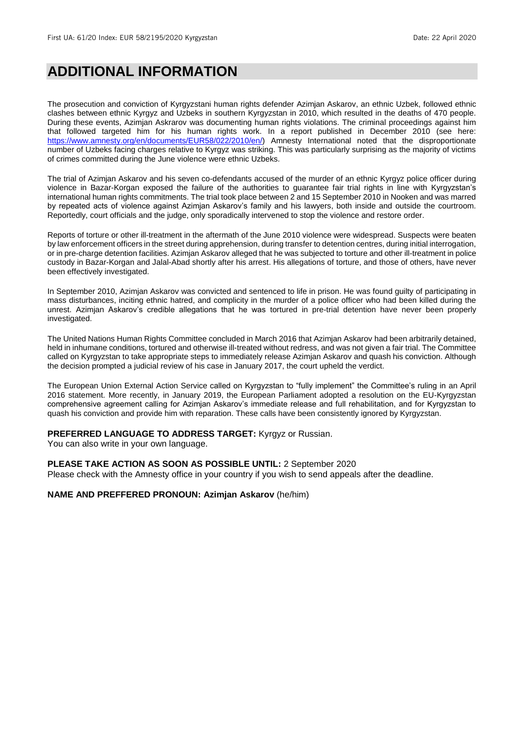# ADDITIONAL INFORMATION

The prosecution and conviction of Kyrgyzstani human rights defender Azimjan Askarov, an ethnic Uzbek, followed ethnic clashes between ethnic Kyrgyz and Uzbeks in southern Kyrgyzstan in 2010, which resulted in the deaths of 470 people. During these events, Azimjan Askrarov was documenting human rights violations. The criminal proceedings against him that followed targeted him for his human rights work. In a report published in December 2010 (see here: https://www.amnesty.org/en/documents/EUR58/022/2010/en/) Amnesty International noted that the disproportionate number of Uzbeks facing charges relative to Kyrgyz was striking. This was particularly surprising as the majority of victims of crimes committed during the June violence were ethnic Uzbeks.

The trial of Azimjan Askarov and his seven co-defendants accused of the murder of an ethnic Kyrgyz police officer during violence in Bazar-Korgan exposed the failure of the authorities to guarantee fair trial rights in line with Kyrgyzstan's international human rights commitments. The trial took place between 2 and 15 September 2010 in Nooken and was marred by repeated acts of violence against Azimjan Askarov's family and his lawyers, both inside and outside the courtroom. Reportedly, court officials and the judge, only sporadically intervened to stop the violence and restore order.

Reports of torture or other ill-treatment in the aftermath of the June 2010 violence were widespread. Suspects were beaten by law enforcement officers in the street during apprehension, during transfer to detention centres, during initial interrogation, or in pre-charge detention facilities. Azimjan Askarov alleged that he was subjected to torture and other ill-treatment in police custody in Bazar-Korgan and Jalal-Abad shortly after his arrest. His allegations of torture, and those of others, have never been effectively investigated.

In September 2010, Azimjan Askarov was convicted and sentenced to life in prison. He was found guilty of participating in mass disturbances, inciting ethnic hatred, and complicity in the murder of a police officer who had been killed during the unrest. Azimjan Askarov's credible allegations that he was tortured in pre-trial detention have never been properly investigated.

The United Nations Human Rights Committee concluded in March 2016 that Azimjan Askarov had been arbitrarily detained, held in inhumane conditions, tortured and otherwise ill-treated without redress, and was not given a fair trial. The Committee called on Kyrgyzstan to take appropriate steps to immediately release Azimjan Askarov and quash his conviction. Although the decision prompted a judicial review of his case in January 2017, the court upheld the verdict.

The European Union External Action Service called on Kyrgyzstan to "fully implement" the Committee's ruling in an April 2016 statement. More recently, in January 2019, the European Parliament adopted a resolution on the EU-Kyrgyzstan comprehensive agreement calling for Azimjan Askarov's immediate release and full rehabilitation, and for Kyrgyzstan to quash his conviction and provide him with reparation. These calls have been consistently ignored by Kyrgyzstan.

**PREFERRED LANGUAGE TO ADDRESS TARGET:** Kyrgyz or Russian.
You can also write in your own language.

**PLEASE TAKE ACTION AS SOON AS POSSIBLE UNTIL:** 2 September 2020
Please check with the Amnesty office in your country if you wish to send appeals after the deadline.

**NAME AND PREFFERED PRONOUN: Azimjan Askarov** (he/him)